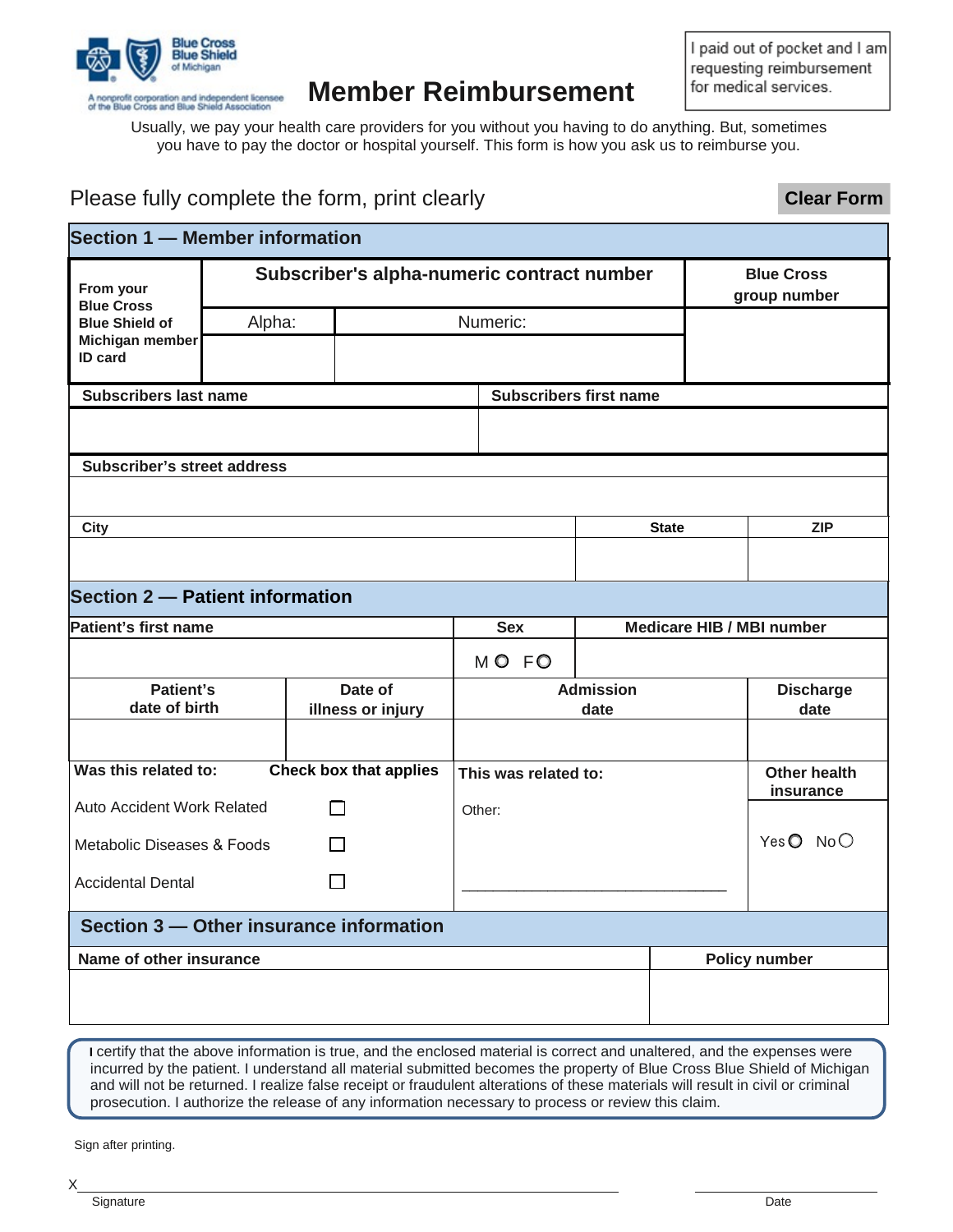Blue Cross Blue Shield of Michigan

A nonprofit corporation and independent licensee of the Blue Cross and Blue Shield Association

# Member Reimbursement

I paid out of pocket and I am requesting reimbursement for medical services.

Usually, we pay your health care providers for you without you having to do anything. But, sometimes you have to pay the doctor or hospital yourself. This form is how you ask us to reimburse you.

Please fully complete the form, print clearly

Clear Form

## Section 1 — Member information

| From your Blue Cross Blue Shield of Michigan member ID card | Subscriber's alpha-numeric contract number | | Blue Cross group number |
|---|---|---|---|
| | Alpha: | Numeric: | |
| | | | |

| Subscribers last name | Subscribers first name |
|---|---|
| | |

| Subscriber's street address |
|---|
| |

| City | State | ZIP |
|---|---|---|
| | | |

## Section 2 — Patient information

| Patient's first name | Sex | Medicare HIB / MBI number |
|---|---|---|
| | M ○ F ○ | |

| Patient's date of birth | Date of illness or injury | Admission date | Discharge date |
|---|---|---|---|
| | | | |

| Was this related to: | Check box that applies | This was related to: | Other health insurance |
|---|---|---|---|
| Auto Accident Work Related | ☐ | Other: | Yes ○ No ○ |
| Metabolic Diseases & Foods | ☐ | | |
| Accidental Dental | ☐ | ______________________________ | |

## Section 3 — Other insurance information

| Name of other insurance | Policy number |
|---|---|
| | |

I certify that the above information is true, and the enclosed material is correct and unaltered, and the expenses were incurred by the patient. I understand all material submitted becomes the property of Blue Cross Blue Shield of Michigan and will not be returned. I realize false receipt or fraudulent alterations of these materials will result in civil or criminal prosecution. I authorize the release of any information necessary to process or review this claim.

Sign after printing.

X________________________________________ ____________________

Signature Date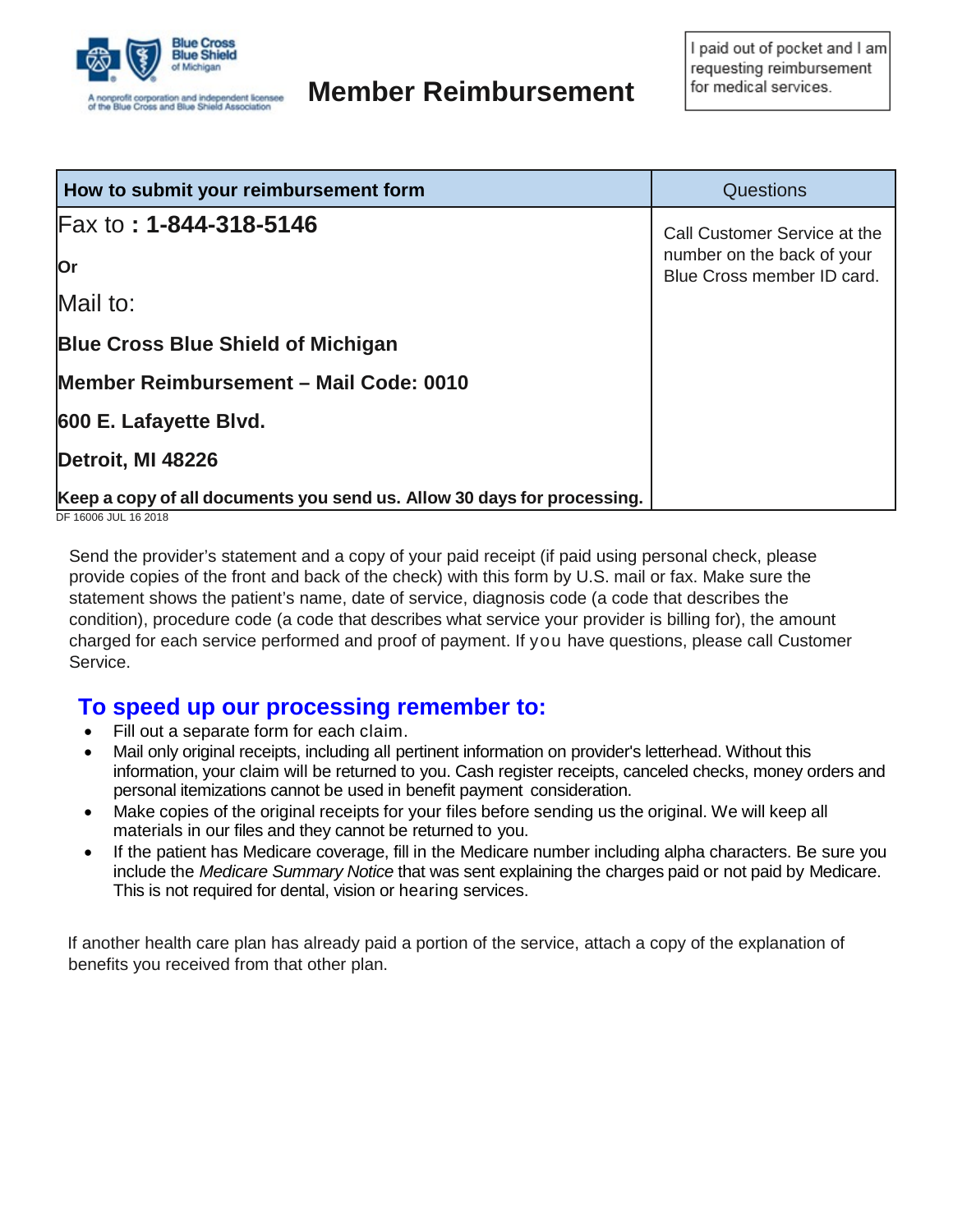# Member Reimbursement

I paid out of pocket and I am requesting reimbursement for medical services.

| How to submit your reimbursement form | Questions |
| --- | --- |
| Fax to **: 1-844-318-5146**<br><br>**Or**<br><br>Mail to:<br><br>**Blue Cross Blue Shield of Michigan**<br><br>**Member Reimbursement – Mail Code: 0010**<br><br>**600 E. Lafayette Blvd.**<br><br>**Detroit, MI 48226**<br><br>**Keep a copy of all documents you send us. Allow 30 days for processing.** | Call Customer Service at the number on the back of your Blue Cross member ID card. |

DF 16006 JUL 16 2018

Send the provider's statement and a copy of your paid receipt (if paid using personal check, please provide copies of the front and back of the check) with this form by U.S. mail or fax. Make sure the statement shows the patient's name, date of service, diagnosis code (a code that describes the condition), procedure code (a code that describes what service your provider is billing for), the amount charged for each service performed and proof of payment. If you have questions, please call Customer Service.

## To speed up our processing remember to:

- Fill out a separate form for each claim.
- Mail only original receipts, including all pertinent information on provider's letterhead. Without this information, your claim will be returned to you. Cash register receipts, canceled checks, money orders and personal itemizations cannot be used in benefit payment consideration.
- Make copies of the original receipts for your files before sending us the original. We will keep all materials in our files and they cannot be returned to you.
- If the patient has Medicare coverage, fill in the Medicare number including alpha characters. Be sure you include the *Medicare Summary Notice* that was sent explaining the charges paid or not paid by Medicare. This is not required for dental, vision or hearing services.

If another health care plan has already paid a portion of the service, attach a copy of the explanation of benefits you received from that other plan.